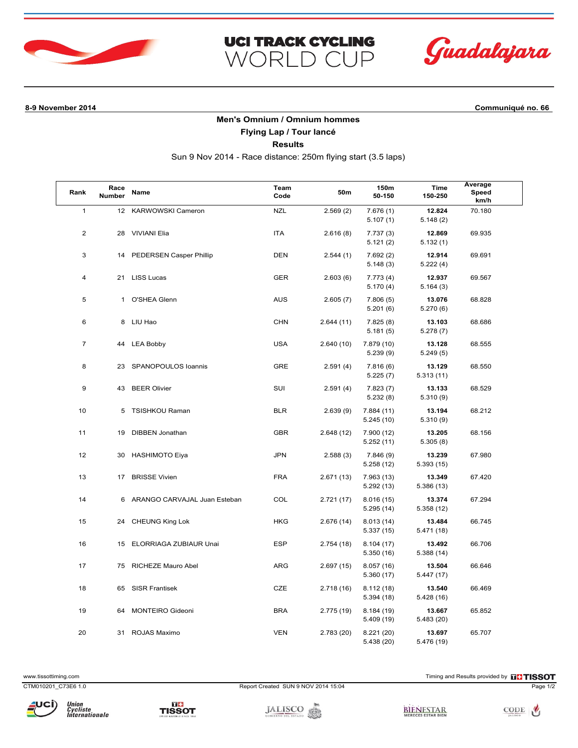# UCI TRACK CYCLING WORLD CUP

Guadalajara

**8-9 November 2014** **Communiqué no. 66**

## Men's Omnium / Omnium hommes

### Flying Lap / Tour lancé

### Results

Sun 9 Nov 2014 - Race distance: 250m flying start (3.5 laps)

| Rank | Race Number | Name | Team Code | 50m | 150m / 50-150 | Time / 150-250 | Average Speed km/h |
|---|---|---|---|---|---|---|---|
| 1 | 12 | KARWOWSKI Cameron | NZL | 2.569 (2) | 7.676 (1) / 5.107 (1) | **12.824** / 5.148 (2) | 70.180 |
| 2 | 28 | VIVIANI Elia | ITA | 2.616 (8) | 7.737 (3) / 5.121 (2) | **12.869** / 5.132 (1) | 69.935 |
| 3 | 14 | PEDERSEN Casper Phillip | DEN | 2.544 (1) | 7.692 (2) / 5.148 (3) | **12.914** / 5.222 (4) | 69.691 |
| 4 | 21 | LISS Lucas | GER | 2.603 (6) | 7.773 (4) / 5.170 (4) | **12.937** / 5.164 (3) | 69.567 |
| 5 | 1 | O'SHEA Glenn | AUS | 2.605 (7) | 7.806 (5) / 5.201 (6) | **13.076** / 5.270 (6) | 68.828 |
| 6 | 8 | LIU Hao | CHN | 2.644 (11) | 7.825 (8) / 5.181 (5) | **13.103** / 5.278 (7) | 68.686 |
| 7 | 44 | LEA Bobby | USA | 2.640 (10) | 7.879 (10) / 5.239 (9) | **13.128** / 5.249 (5) | 68.555 |
| 8 | 23 | SPANOPOULOS Ioannis | GRE | 2.591 (4) | 7.816 (6) / 5.225 (7) | **13.129** / 5.313 (11) | 68.550 |
| 9 | 43 | BEER Olivier | SUI | 2.591 (4) | 7.823 (7) / 5.232 (8) | **13.133** / 5.310 (9) | 68.529 |
| 10 | 5 | TSISHKOU Raman | BLR | 2.639 (9) | 7.884 (11) / 5.245 (10) | **13.194** / 5.310 (9) | 68.212 |
| 11 | 19 | DIBBEN Jonathan | GBR | 2.648 (12) | 7.900 (12) / 5.252 (11) | **13.205** / 5.305 (8) | 68.156 |
| 12 | 30 | HASHIMOTO Eiya | JPN | 2.588 (3) | 7.846 (9) / 5.258 (12) | **13.239** / 5.393 (15) | 67.980 |
| 13 | 17 | BRISSE Vivien | FRA | 2.671 (13) | 7.963 (13) / 5.292 (13) | **13.349** / 5.386 (13) | 67.420 |
| 14 | 6 | ARANGO CARVAJAL Juan Esteban | COL | 2.721 (17) | 8.016 (15) / 5.295 (14) | **13.374** / 5.358 (12) | 67.294 |
| 15 | 24 | CHEUNG King Lok | HKG | 2.676 (14) | 8.013 (14) / 5.337 (15) | **13.484** / 5.471 (18) | 66.745 |
| 16 | 15 | ELORRIAGA ZUBIAUR Unai | ESP | 2.754 (18) | 8.104 (17) / 5.350 (16) | **13.492** / 5.388 (14) | 66.706 |
| 17 | 75 | RICHEZE Mauro Abel | ARG | 2.697 (15) | 8.057 (16) / 5.360 (17) | **13.504** / 5.447 (17) | 66.646 |
| 18 | 65 | SISR Frantisek | CZE | 2.718 (16) | 8.112 (18) / 5.394 (18) | **13.540** / 5.428 (16) | 66.469 |
| 19 | 64 | MONTEIRO Gideoni | BRA | 2.775 (19) | 8.184 (19) / 5.409 (19) | **13.667** / 5.483 (20) | 65.852 |
| 20 | 31 | ROJAS Maximo | VEN | 2.783 (20) | 8.221 (20) / 5.438 (20) | **13.697** / 5.476 (19) | 65.707 |

www.tissottiming.com

Timing and Results provided by TISSOT

CTM010201_C73E6 1.0 Report Created SUN 9 NOV 2014 15:04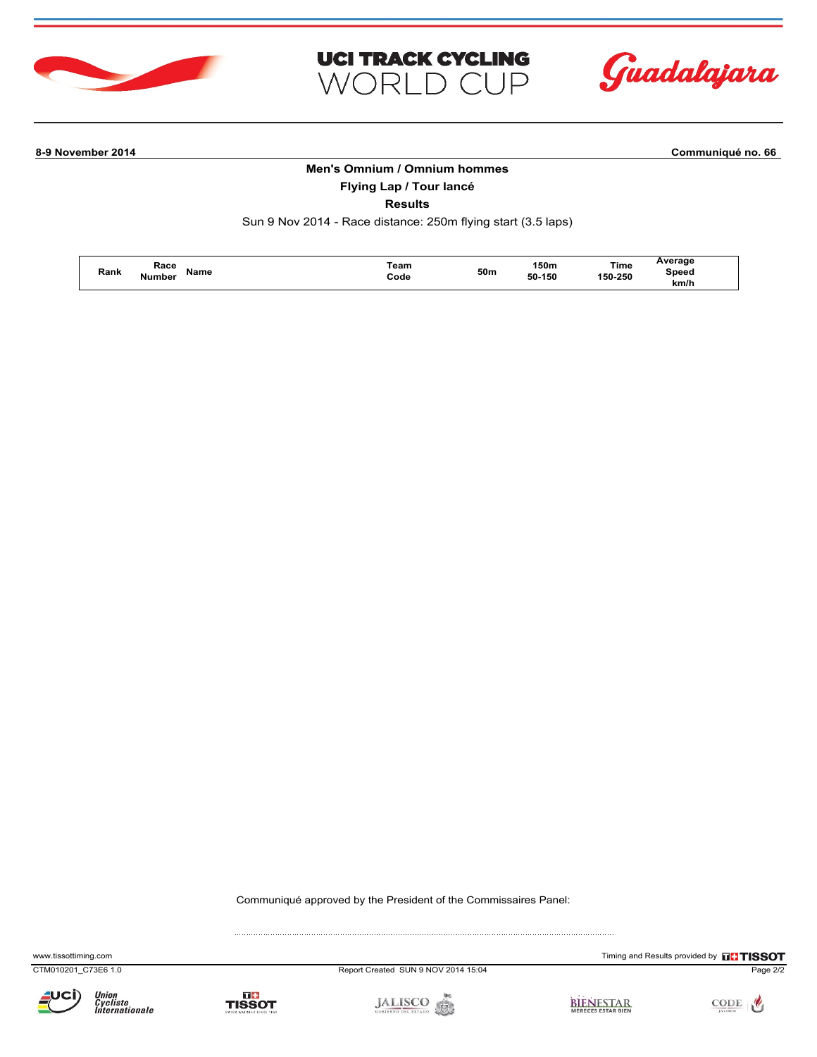**8-9 November 2014** **Communiqué no. 66**

**Men's Omnium / Omnium hommes**

**Flying Lap / Tour lancé**

**Results**

Sun 9 Nov 2014 - Race distance: 250m flying start (3.5 laps)

| Rank | Race Number | Name | Team Code | 50m | 150m 50-150 | Time 150-250 | Average Speed km/h |
|---|---|---|---|---|---|---|---|

Communiqué approved by the President of the Commissaires Panel:

www.tissottiming.com

Timing and Results provided by TISSOT

CTM010201_C73E6 1.0

Report Created SUN 9 NOV 2014 15:04